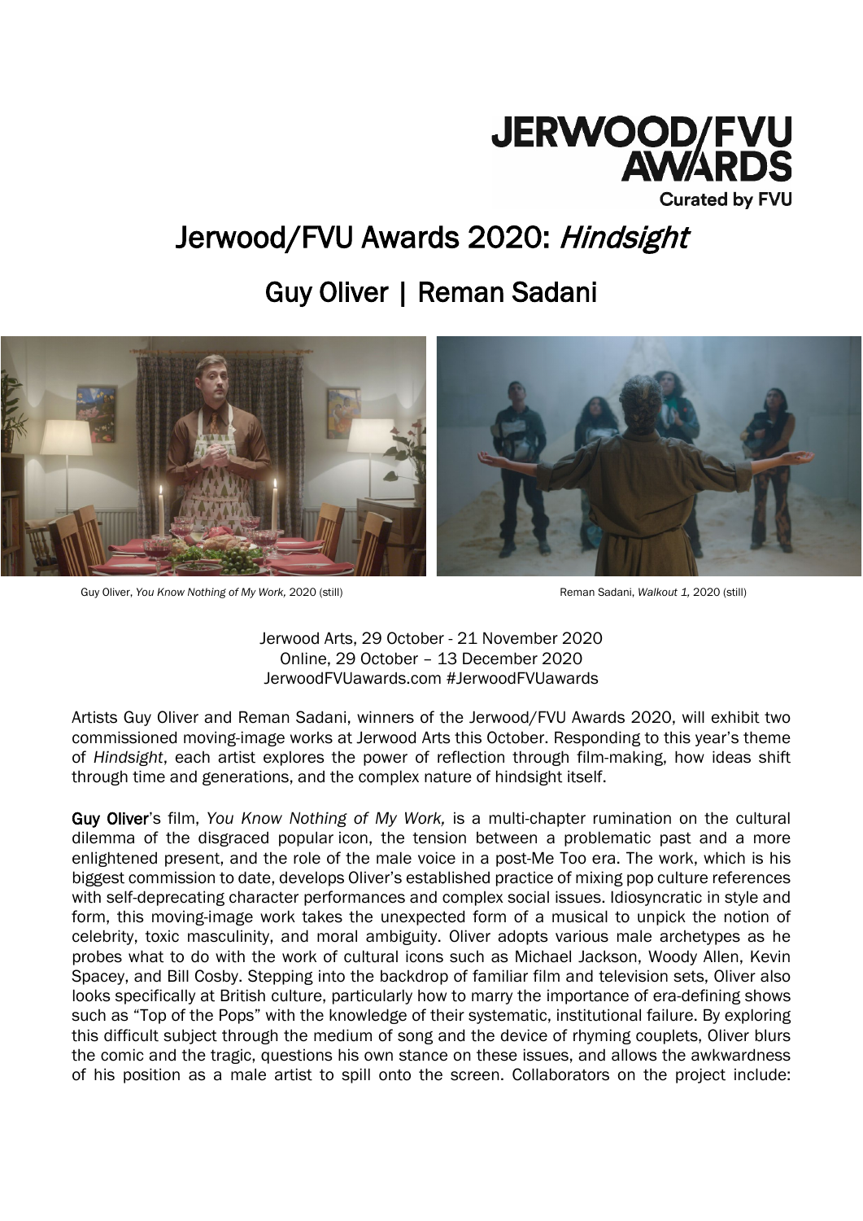JERWOOD/FVU AWARDS
Curated by FVU

# Jerwood/FVU Awards 2020: *Hindsight*

## Guy Oliver | Reman Sadani

Guy Oliver, *You Know Nothing of My Work,* 2020 (still)

Reman Sadani, *Walkout 1,* 2020 (still)

Jerwood Arts, 29 October - 21 November 2020
Online, 29 October – 13 December 2020
JerwoodFVUawards.com #JerwoodFVUawards

Artists Guy Oliver and Reman Sadani, winners of the Jerwood/FVU Awards 2020, will exhibit two commissioned moving-image works at Jerwood Arts this October. Responding to this year's theme of *Hindsight*, each artist explores the power of reflection through film-making, how ideas shift through time and generations, and the complex nature of hindsight itself.

**Guy Oliver**'s film, *You Know Nothing of My Work,* is a multi-chapter rumination on the cultural dilemma of the disgraced popular icon, the tension between a problematic past and a more enlightened present, and the role of the male voice in a post-Me Too era. The work, which is his biggest commission to date, develops Oliver's established practice of mixing pop culture references with self-deprecating character performances and complex social issues. Idiosyncratic in style and form, this moving-image work takes the unexpected form of a musical to unpick the notion of celebrity, toxic masculinity, and moral ambiguity. Oliver adopts various male archetypes as he probes what to do with the work of cultural icons such as Michael Jackson, Woody Allen, Kevin Spacey, and Bill Cosby. Stepping into the backdrop of familiar film and television sets, Oliver also looks specifically at British culture, particularly how to marry the importance of era-defining shows such as "Top of the Pops" with the knowledge of their systematic, institutional failure. By exploring this difficult subject through the medium of song and the device of rhyming couplets, Oliver blurs the comic and the tragic, questions his own stance on these issues, and allows the awkwardness of his position as a male artist to spill onto the screen. Collaborators on the project include: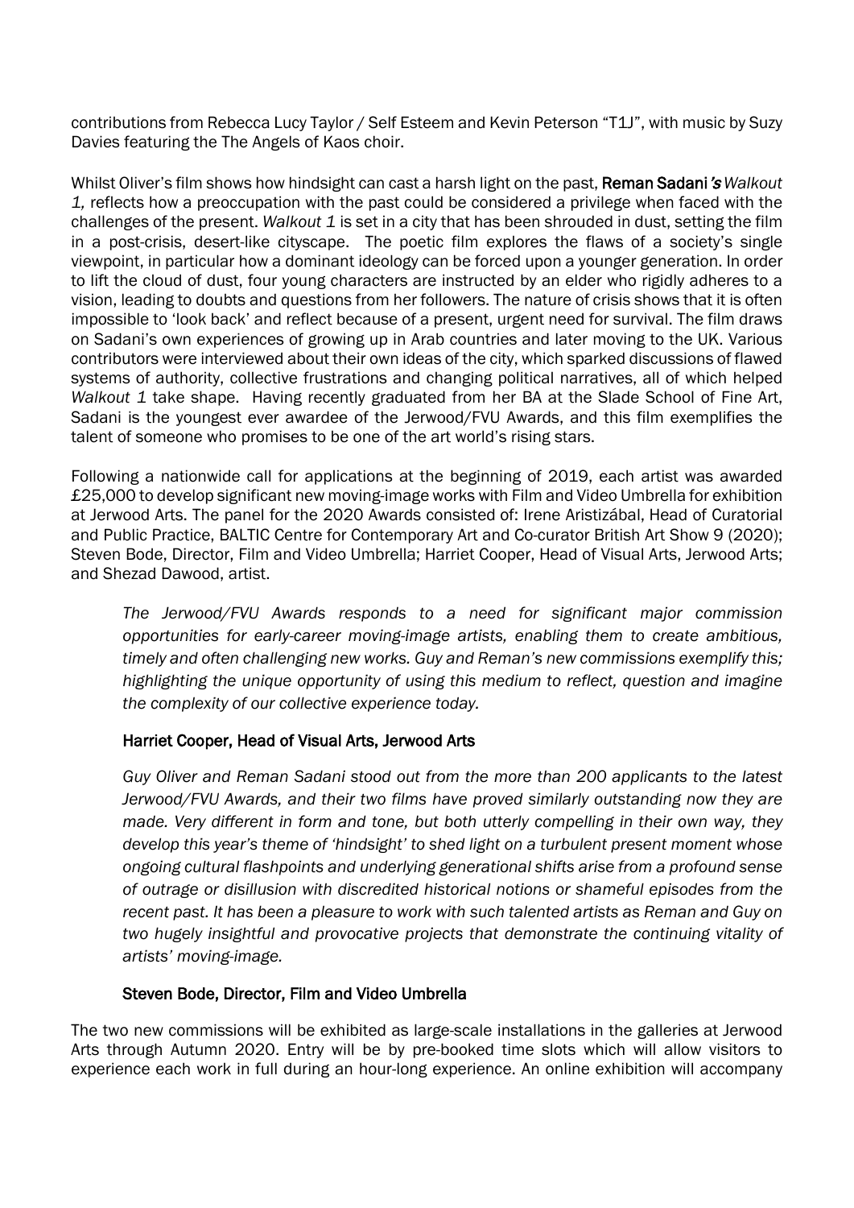contributions from Rebecca Lucy Taylor / Self Esteem and Kevin Peterson "T1J", with music by Suzy Davies featuring the The Angels of Kaos choir.

Whilst Oliver's film shows how hindsight can cast a harsh light on the past, **Reman Sadani***'s* *Walkout 1,* reflects how a preoccupation with the past could be considered a privilege when faced with the challenges of the present. *Walkout 1* is set in a city that has been shrouded in dust, setting the film in a post-crisis, desert-like cityscape. The poetic film explores the flaws of a society's single viewpoint, in particular how a dominant ideology can be forced upon a younger generation. In order to lift the cloud of dust, four young characters are instructed by an elder who rigidly adheres to a vision, leading to doubts and questions from her followers. The nature of crisis shows that it is often impossible to 'look back' and reflect because of a present, urgent need for survival. The film draws on Sadani's own experiences of growing up in Arab countries and later moving to the UK. Various contributors were interviewed about their own ideas of the city, which sparked discussions of flawed systems of authority, collective frustrations and changing political narratives, all of which helped *Walkout 1* take shape. Having recently graduated from her BA at the Slade School of Fine Art, Sadani is the youngest ever awardee of the Jerwood/FVU Awards, and this film exemplifies the talent of someone who promises to be one of the art world's rising stars.

Following a nationwide call for applications at the beginning of 2019, each artist was awarded £25,000 to develop significant new moving-image works with Film and Video Umbrella for exhibition at Jerwood Arts. The panel for the 2020 Awards consisted of: Irene Aristizábal, Head of Curatorial and Public Practice, BALTIC Centre for Contemporary Art and Co-curator British Art Show 9 (2020); Steven Bode, Director, Film and Video Umbrella; Harriet Cooper, Head of Visual Arts, Jerwood Arts; and Shezad Dawood, artist.

> *The Jerwood/FVU Awards responds to a need for significant major commission opportunities for early-career moving-image artists, enabling them to create ambitious, timely and often challenging new works. Guy and Reman's new commissions exemplify this; highlighting the unique opportunity of using this medium to reflect, question and imagine the complexity of our collective experience today.*
>
> **Harriet Cooper, Head of Visual Arts, Jerwood Arts**

> *Guy Oliver and Reman Sadani stood out from the more than 200 applicants to the latest Jerwood/FVU Awards, and their two films have proved similarly outstanding now they are made. Very different in form and tone, but both utterly compelling in their own way, they develop this year's theme of 'hindsight' to shed light on a turbulent present moment whose ongoing cultural flashpoints and underlying generational shifts arise from a profound sense of outrage or disillusion with discredited historical notions or shameful episodes from the recent past. It has been a pleasure to work with such talented artists as Reman and Guy on two hugely insightful and provocative projects that demonstrate the continuing vitality of artists' moving-image.*
>
> **Steven Bode, Director, Film and Video Umbrella**

The two new commissions will be exhibited as large-scale installations in the galleries at Jerwood Arts through Autumn 2020. Entry will be by pre-booked time slots which will allow visitors to experience each work in full during an hour-long experience. An online exhibition will accompany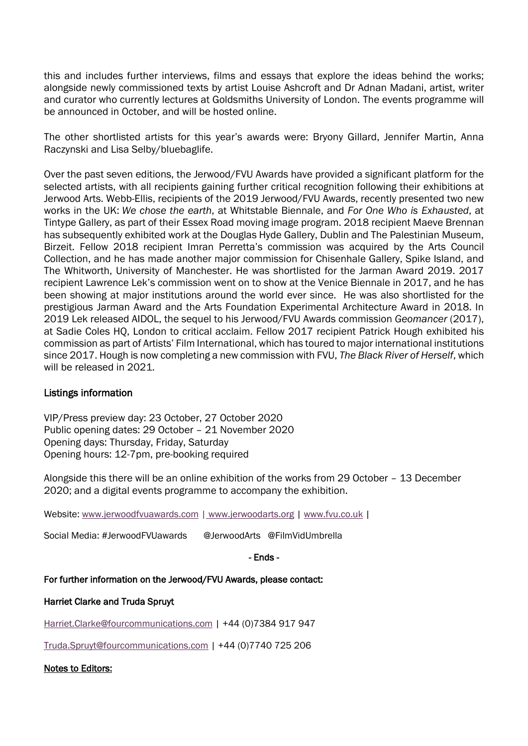this and includes further interviews, films and essays that explore the ideas behind the works; alongside newly commissioned texts by artist Louise Ashcroft and Dr Adnan Madani, artist, writer and curator who currently lectures at Goldsmiths University of London. The events programme will be announced in October, and will be hosted online.

The other shortlisted artists for this year's awards were: Bryony Gillard, Jennifer Martin, Anna Raczynski and Lisa Selby/bluebaglife.

Over the past seven editions, the Jerwood/FVU Awards have provided a significant platform for the selected artists, with all recipients gaining further critical recognition following their exhibitions at Jerwood Arts. Webb-Ellis, recipients of the 2019 Jerwood/FVU Awards, recently presented two new works in the UK: *We chose the earth*, at Whitstable Biennale, and *For One Who is Exhausted*, at Tintype Gallery, as part of their Essex Road moving image program. 2018 recipient Maeve Brennan has subsequently exhibited work at the Douglas Hyde Gallery, Dublin and The Palestinian Museum, Birzeit. Fellow 2018 recipient Imran Perretta's commission was acquired by the Arts Council Collection, and he has made another major commission for Chisenhale Gallery, Spike Island, and The Whitworth, University of Manchester. He was shortlisted for the Jarman Award 2019. 2017 recipient Lawrence Lek's commission went on to show at the Venice Biennale in 2017, and he has been showing at major institutions around the world ever since. He was also shortlisted for the prestigious Jarman Award and the Arts Foundation Experimental Architecture Award in 2018. In 2019 Lek released AIDOL, the sequel to his Jerwood/FVU Awards commission *Geomancer* (2017), at Sadie Coles HQ, London to critical acclaim. Fellow 2017 recipient Patrick Hough exhibited his commission as part of Artists' Film International, which has toured to major international institutions since 2017. Hough is now completing a new commission with FVU, *The Black River of Herself*, which will be released in 2021.

## Listings information

VIP/Press preview day: 23 October, 27 October 2020
Public opening dates: 29 October – 21 November 2020
Opening days: Thursday, Friday, Saturday
Opening hours: 12-7pm, pre-booking required

Alongside this there will be an online exhibition of the works from 29 October – 13 December 2020; and a digital events programme to accompany the exhibition.

Website: www.jerwoodfvuawards.com | www.jerwoodarts.org | www.fvu.co.uk |

Social Media: #JerwoodFVUawards @JerwoodArts @FilmVidUmbrella

- Ends -

**For further information on the Jerwood/FVU Awards, please contact:**

**Harriet Clarke and Truda Spruyt**

Harriet.Clarke@fourcommunications.com | +44 (0)7384 917 947

Truda.Spruyt@fourcommunications.com | +44 (0)7740 725 206

**Notes to Editors:**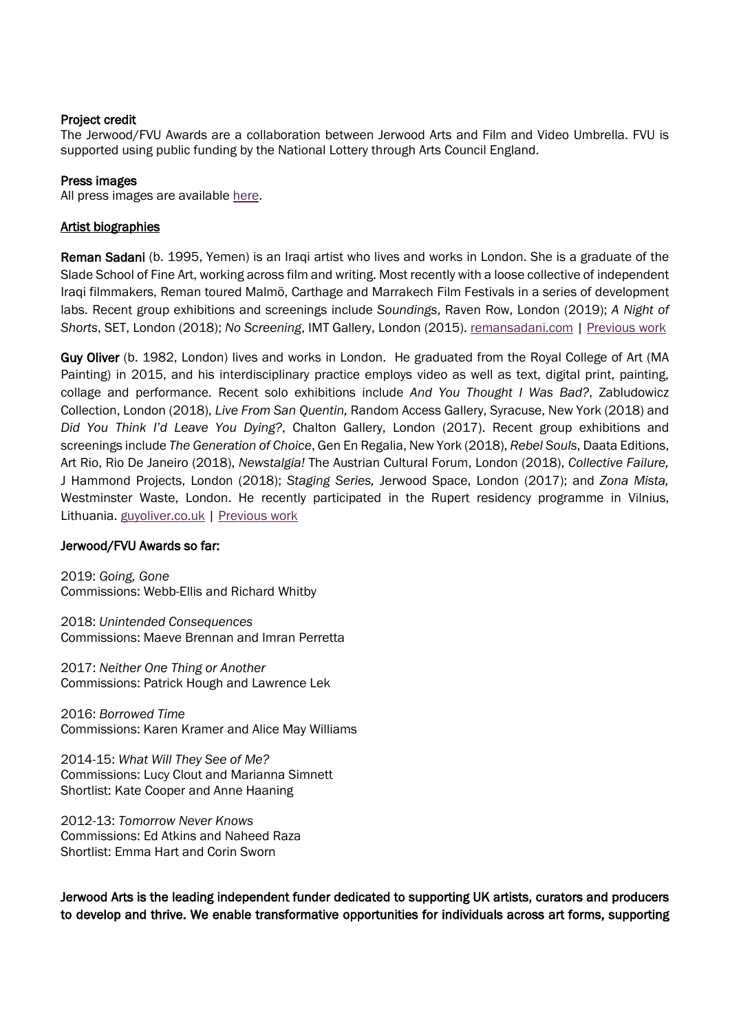**Project credit**
The Jerwood/FVU Awards are a collaboration between Jerwood Arts and Film and Video Umbrella. FVU is supported using public funding by the National Lottery through Arts Council England.

**Press images**
All press images are available here.

**Artist biographies**

**Reman Sadani** (b. 1995, Yemen) is an Iraqi artist who lives and works in London. She is a graduate of the Slade School of Fine Art, working across film and writing. Most recently with a loose collective of independent Iraqi filmmakers, Reman toured Malmö, Carthage and Marrakech Film Festivals in a series of development labs. Recent group exhibitions and screenings include *Soundings*, Raven Row, London (2019); *A Night of Shorts*, SET, London (2018); *No Screening*, IMT Gallery, London (2015). remansadani.com | Previous work

**Guy Oliver** (b. 1982, London) lives and works in London. He graduated from the Royal College of Art (MA Painting) in 2015, and his interdisciplinary practice employs video as well as text, digital print, painting, collage and performance. Recent solo exhibitions include *And You Thought I Was Bad?*, Zabludowicz Collection, London (2018), *Live From San Quentin,* Random Access Gallery, Syracuse, New York (2018) and *Did You Think I'd Leave You Dying?*, Chalton Gallery, London (2017). Recent group exhibitions and screenings include *The Generation of Choice*, Gen En Regalia, New York (2018), *Rebel Souls*, Daata Editions, Art Rio, Rio De Janeiro (2018), *Newstalgia!* The Austrian Cultural Forum, London (2018), *Collective Failure,* J Hammond Projects, London (2018); *Staging Series,* Jerwood Space, London (2017); and *Zona Mista,* Westminster Waste, London. He recently participated in the Rupert residency programme in Vilnius, Lithuania. guyoliver.co.uk | Previous work

**Jerwood/FVU Awards so far:**

2019: *Going, Gone*
Commissions: Webb-Ellis and Richard Whitby

2018: *Unintended Consequences*
Commissions: Maeve Brennan and Imran Perretta

2017: *Neither One Thing or Another*
Commissions: Patrick Hough and Lawrence Lek

2016: *Borrowed Time*
Commissions: Karen Kramer and Alice May Williams

2014-15: *What Will They See of Me?*
Commissions: Lucy Clout and Marianna Simnett
Shortlist: Kate Cooper and Anne Haaning

2012-13: *Tomorrow Never Knows*
Commissions: Ed Atkins and Naheed Raza
Shortlist: Emma Hart and Corin Sworn

**Jerwood Arts is the leading independent funder dedicated to supporting UK artists, curators and producers to develop and thrive. We enable transformative opportunities for individuals across art forms, supporting**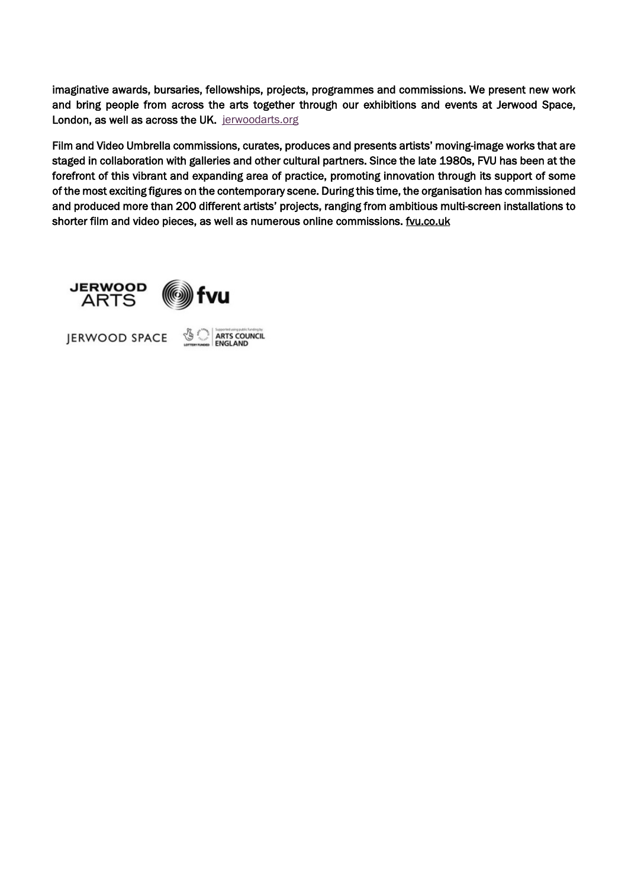imaginative awards, bursaries, fellowships, projects, programmes and commissions. We present new work and bring people from across the arts together through our exhibitions and events at Jerwood Space, London, as well as across the UK. jerwoodarts.org

Film and Video Umbrella commissions, curates, produces and presents artists' moving-image works that are staged in collaboration with galleries and other cultural partners. Since the late 1980s, FVU has been at the forefront of this vibrant and expanding area of practice, promoting innovation through its support of some of the most exciting figures on the contemporary scene. During this time, the organisation has commissioned and produced more than 200 different artists' projects, ranging from ambitious multi-screen installations to shorter film and video pieces, as well as numerous online commissions. fvu.co.uk

JERWOOD ARTS fvu

JERWOOD SPACE LOTTERY FUNDED Supported using public funding by ARTS COUNCIL ENGLAND